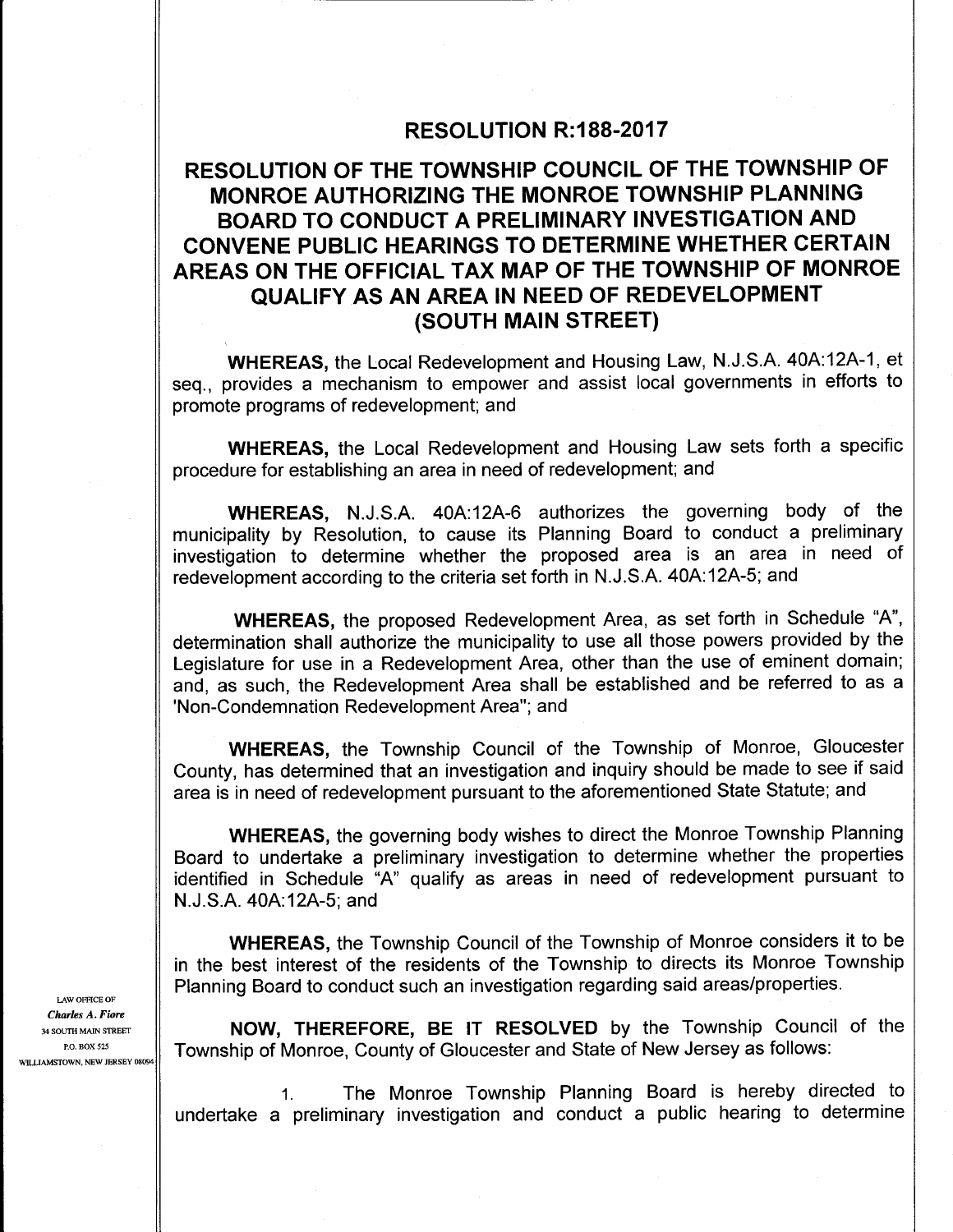# RESOLUTION R:188-2017

## RESOLUTION OF THE TOWNSHIP COUNCIL OF THE TOWNSHIP OF MONROE AUTHORIZING THE MONROE TOWNSHIP PLANNING BOARD TO CONDUCT A PRELIMINARY INVESTIGATION AND CONVENE PUBLIC HEARINGS TO DETERMINE WHETHER CERTAIN AREAS ON THE OFFICIAL TAX MAP OF THE TOWNSHIP OF MONROE QUALIFY AS AN AREA IN NEED OF REDEVELOPMENT (SOUTH MAIN STREET)

**WHEREAS,** the Local Redevelopment and Housing Law, N.J.S.A. 40A:12A-1, et seq., provides a mechanism to empower and assist local governments in efforts to promote programs of redevelopment; and

**WHEREAS,** the Local Redevelopment and Housing Law sets forth a specific procedure for establishing an area in need of redevelopment; and

**WHEREAS,** N.J.S.A. 40A:12A-6 authorizes the governing body of the municipality by Resolution, to cause its Planning Board to conduct a preliminary investigation to determine whether the proposed area is an area in need of redevelopment according to the criteria set forth in N.J.S.A. 40A:12A-5; and

**WHEREAS,** the proposed Redevelopment Area, as set forth in Schedule "A", determination shall authorize the municipality to use all those powers provided by the Legislature for use in a Redevelopment Area, other than the use of eminent domain; and, as such, the Redevelopment Area shall be established and be referred to as a 'Non-Condemnation Redevelopment Area"; and

**WHEREAS,** the Township Council of the Township of Monroe, Gloucester County, has determined that an investigation and inquiry should be made to see if said area is in need of redevelopment pursuant to the aforementioned State Statute; and

**WHEREAS,** the governing body wishes to direct the Monroe Township Planning Board to undertake a preliminary investigation to determine whether the properties identified in Schedule "A" qualify as areas in need of redevelopment pursuant to N.J.S.A. 40A:12A-5; and

**WHEREAS,** the Township Council of the Township of Monroe considers it to be in the best interest of the residents of the Township to directs its Monroe Township Planning Board to conduct such an investigation regarding said areas/properties.

**NOW, THEREFORE, BE IT RESOLVED** by the Township Council of the Township of Monroe, County of Gloucester and State of New Jersey as follows:

1. The Monroe Township Planning Board is hereby directed to undertake a preliminary investigation and conduct a public hearing to determine

LAW OFFICE OF
*Charles A. Fiore*
34 SOUTH MAIN STREET
P.O. BOX 525
WILLIAMSTOWN, NEW JERSEY 08094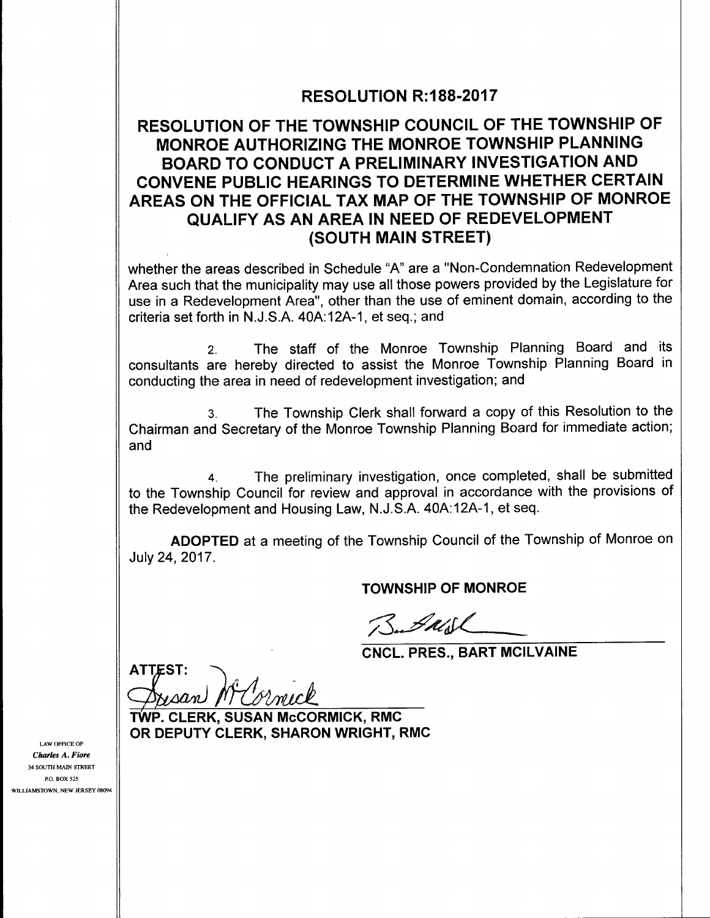## RESOLUTION R:188-2017

## RESOLUTION OF THE TOWNSHIP COUNCIL OF THE TOWNSHIP OF MONROE AUTHORIZING THE MONROE TOWNSHIP PLANNING BOARD TO CONDUCT A PRELIMINARY INVESTIGATION AND CONVENE PUBLIC HEARINGS TO DETERMINE WHETHER CERTAIN AREAS ON THE OFFICIAL TAX MAP OF THE TOWNSHIP OF MONROE QUALIFY AS AN AREA IN NEED OF REDEVELOPMENT (SOUTH MAIN STREET)

whether the areas described in Schedule "A" are a "Non-Condemnation Redevelopment Area such that the municipality may use all those powers provided by the Legislature for use in a Redevelopment Area", other than the use of eminent domain, according to the criteria set forth in N.J.S.A. 40A:12A-1, et seq.; and

2. The staff of the Monroe Township Planning Board and its consultants are hereby directed to assist the Monroe Township Planning Board in conducting the area in need of redevelopment investigation; and

3. The Township Clerk shall forward a copy of this Resolution to the Chairman and Secretary of the Monroe Township Planning Board for immediate action; and

4. The preliminary investigation, once completed, shall be submitted to the Township Council for review and approval in accordance with the provisions of the Redevelopment and Housing Law, N.J.S.A. 40A:12A-1, et seq.

**ADOPTED** at a meeting of the Township Council of the Township of Monroe on July 24, 2017.

**TOWNSHIP OF MONROE**

**CNCL. PRES., BART MCILVAINE**

**ATTEST:**

**TWP. CLERK, SUSAN McCORMICK, RMC**
**OR DEPUTY CLERK, SHARON WRIGHT, RMC**

LAW OFFICE OF
*Charles A. Fiore*
34 SOUTH MAIN STREET
P.O. BOX 525
WILLIAMSTOWN, NEW JERSEY 08094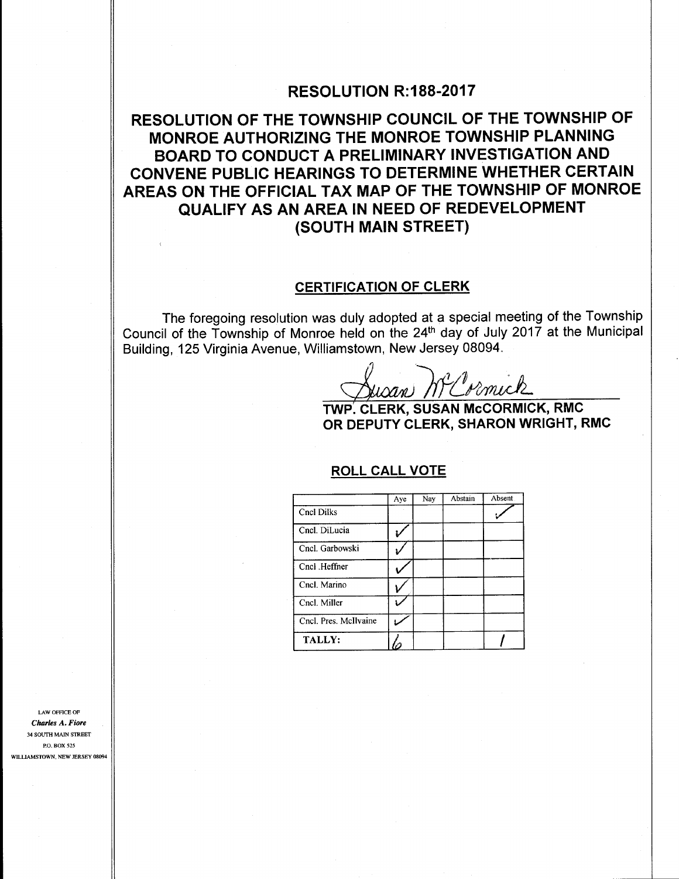# RESOLUTION R:188-2017

## RESOLUTION OF THE TOWNSHIP COUNCIL OF THE TOWNSHIP OF MONROE AUTHORIZING THE MONROE TOWNSHIP PLANNING BOARD TO CONDUCT A PRELIMINARY INVESTIGATION AND CONVENE PUBLIC HEARINGS TO DETERMINE WHETHER CERTAIN AREAS ON THE OFFICIAL TAX MAP OF THE TOWNSHIP OF MONROE QUALIFY AS AN AREA IN NEED OF REDEVELOPMENT (SOUTH MAIN STREET)

### CERTIFICATION OF CLERK

The foregoing resolution was duly adopted at a special meeting of the Township Council of the Township of Monroe held on the 24th day of July 2017 at the Municipal Building, 125 Virginia Avenue, Williamstown, New Jersey 08094.

Susan McCormick

**TWP. CLERK, SUSAN McCORMICK, RMC**
**OR DEPUTY CLERK, SHARON WRIGHT, RMC**

### ROLL CALL VOTE

| | Aye | Nay | Abstain | Absent |
|---|---|---|---|---|
| Cncl Dilks | | | | ✓ |
| Cncl. DiLucia | ✓ | | | |
| Cncl. Garbowski | ✓ | | | |
| Cncl .Heffner | ✓ | | | |
| Cncl. Marino | ✓ | | | |
| Cncl. Miller | ✓ | | | |
| Cncl. Pres. McIlvaine | ✓ | | | |
| **TALLY:** | 6 | | | 1 |

LAW OFFICE OF
*Charles A. Fiore*
34 SOUTH MAIN STREET
P.O. BOX 525
WILLIAMSTOWN, NEW JERSEY 08094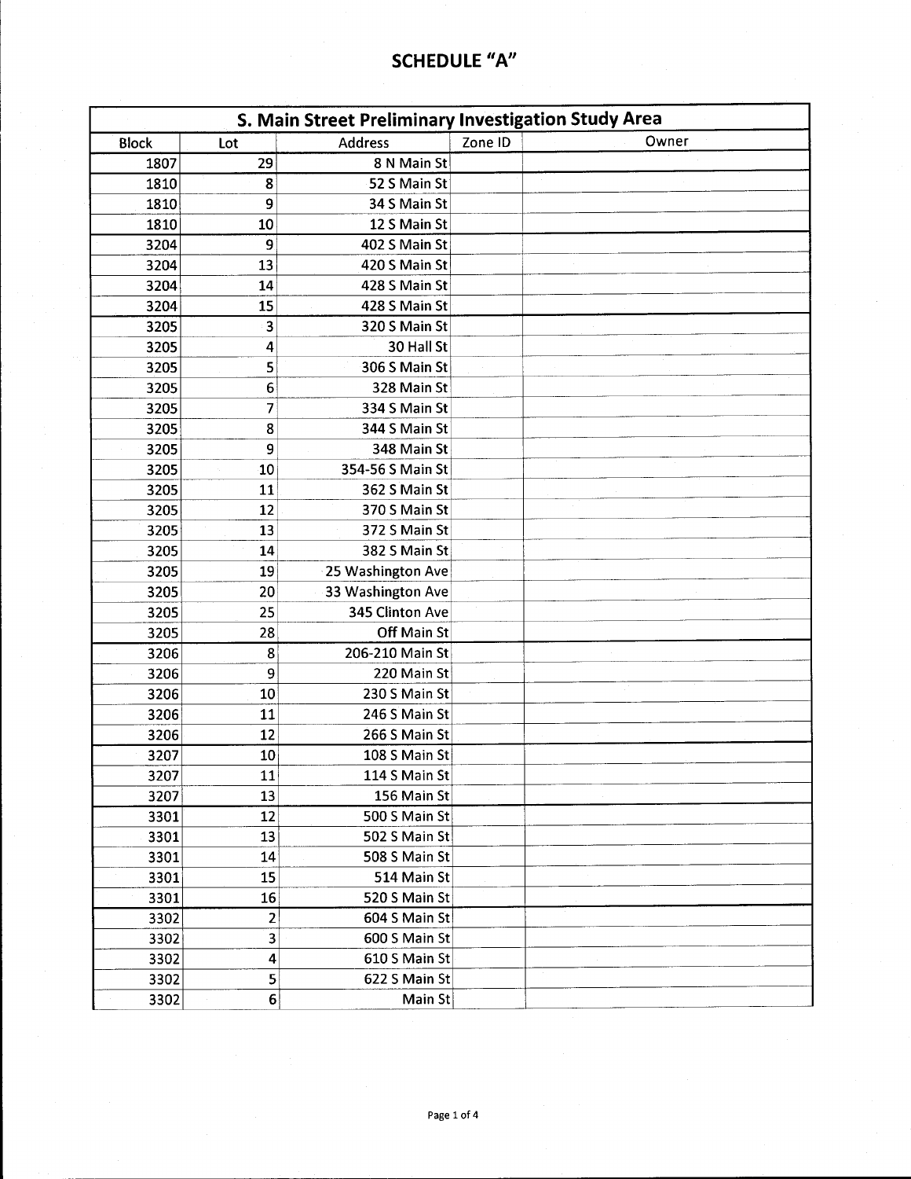## SCHEDULE "A"

| S. Main Street Preliminary Investigation Study Area | | | | |
|---|---|---|---|---|
| Block | Lot | Address | Zone ID | Owner |
| 1807 | 29 | 8 N Main St | | |
| 1810 | 8 | 52 S Main St | | |
| 1810 | 9 | 34 S Main St | | |
| 1810 | 10 | 12 S Main St | | |
| 3204 | 9 | 402 S Main St | | |
| 3204 | 13 | 420 S Main St | | |
| 3204 | 14 | 428 S Main St | | |
| 3204 | 15 | 428 S Main St | | |
| 3205 | 3 | 320 S Main St | | |
| 3205 | 4 | 30 Hall St | | |
| 3205 | 5 | 306 S Main St | | |
| 3205 | 6 | 328 Main St | | |
| 3205 | 7 | 334 S Main St | | |
| 3205 | 8 | 344 S Main St | | |
| 3205 | 9 | 348 Main St | | |
| 3205 | 10 | 354-56 S Main St | | |
| 3205 | 11 | 362 S Main St | | |
| 3205 | 12 | 370 S Main St | | |
| 3205 | 13 | 372 S Main St | | |
| 3205 | 14 | 382 S Main St | | |
| 3205 | 19 | 25 Washington Ave | | |
| 3205 | 20 | 33 Washington Ave | | |
| 3205 | 25 | 345 Clinton Ave | | |
| 3205 | 28 | Off Main St | | |
| 3206 | 8 | 206-210 Main St | | |
| 3206 | 9 | 220 Main St | | |
| 3206 | 10 | 230 S Main St | | |
| 3206 | 11 | 246 S Main St | | |
| 3206 | 12 | 266 S Main St | | |
| 3207 | 10 | 108 S Main St | | |
| 3207 | 11 | 114 S Main St | | |
| 3207 | 13 | 156 Main St | | |
| 3301 | 12 | 500 S Main St | | |
| 3301 | 13 | 502 S Main St | | |
| 3301 | 14 | 508 S Main St | | |
| 3301 | 15 | 514 Main St | | |
| 3301 | 16 | 520 S Main St | | |
| 3302 | 2 | 604 S Main St | | |
| 3302 | 3 | 600 S Main St | | |
| 3302 | 4 | 610 S Main St | | |
| 3302 | 5 | 622 S Main St | | |
| 3302 | 6 | Main St | | |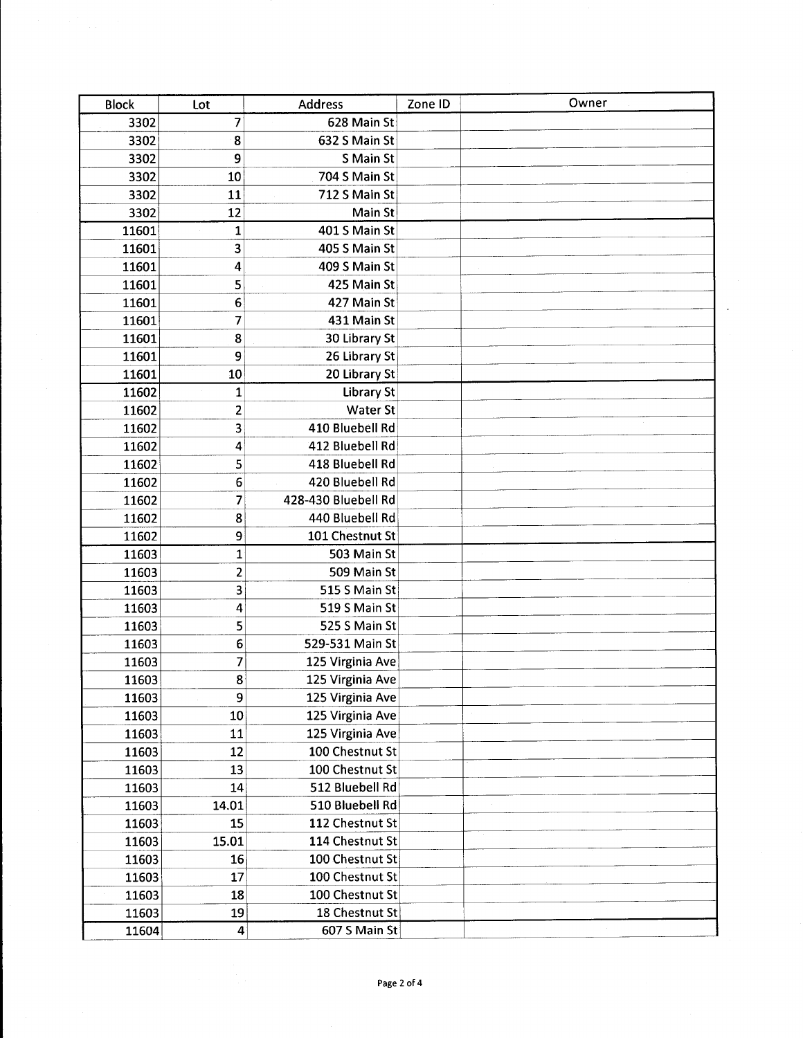| Block | Lot | Address | Zone ID | Owner |
|---|---|---|---|---|
| 3302 | 7 | 628 Main St | | |
| 3302 | 8 | 632 S Main St | | |
| 3302 | 9 | S Main St | | |
| 3302 | 10 | 704 S Main St | | |
| 3302 | 11 | 712 S Main St | | |
| 3302 | 12 | Main St | | |
| 11601 | 1 | 401 S Main St | | |
| 11601 | 3 | 405 S Main St | | |
| 11601 | 4 | 409 S Main St | | |
| 11601 | 5 | 425 Main St | | |
| 11601 | 6 | 427 Main St | | |
| 11601 | 7 | 431 Main St | | |
| 11601 | 8 | 30 Library St | | |
| 11601 | 9 | 26 Library St | | |
| 11601 | 10 | 20 Library St | | |
| 11602 | 1 | Library St | | |
| 11602 | 2 | Water St | | |
| 11602 | 3 | 410 Bluebell Rd | | |
| 11602 | 4 | 412 Bluebell Rd | | |
| 11602 | 5 | 418 Bluebell Rd | | |
| 11602 | 6 | 420 Bluebell Rd | | |
| 11602 | 7 | 428-430 Bluebell Rd | | |
| 11602 | 8 | 440 Bluebell Rd | | |
| 11602 | 9 | 101 Chestnut St | | |
| 11603 | 1 | 503 Main St | | |
| 11603 | 2 | 509 Main St | | |
| 11603 | 3 | 515 S Main St | | |
| 11603 | 4 | 519 S Main St | | |
| 11603 | 5 | 525 S Main St | | |
| 11603 | 6 | 529-531 Main St | | |
| 11603 | 7 | 125 Virginia Ave | | |
| 11603 | 8 | 125 Virginia Ave | | |
| 11603 | 9 | 125 Virginia Ave | | |
| 11603 | 10 | 125 Virginia Ave | | |
| 11603 | 11 | 125 Virginia Ave | | |
| 11603 | 12 | 100 Chestnut St | | |
| 11603 | 13 | 100 Chestnut St | | |
| 11603 | 14 | 512 Bluebell Rd | | |
| 11603 | 14.01 | 510 Bluebell Rd | | |
| 11603 | 15 | 112 Chestnut St | | |
| 11603 | 15.01 | 114 Chestnut St | | |
| 11603 | 16 | 100 Chestnut St | | |
| 11603 | 17 | 100 Chestnut St | | |
| 11603 | 18 | 100 Chestnut St | | |
| 11603 | 19 | 18 Chestnut St | | |
| 11604 | 4 | 607 S Main St | | |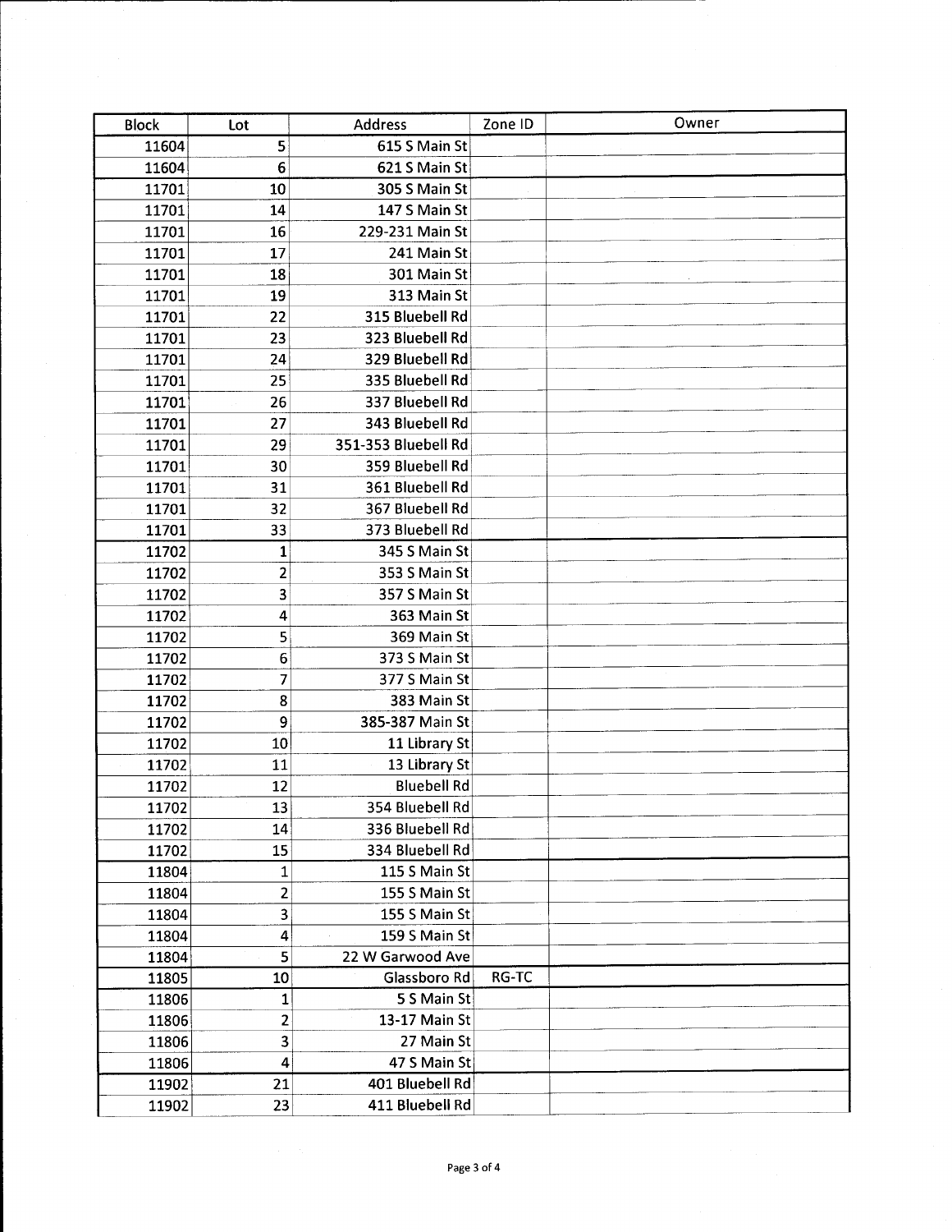| Block | Lot | Address | Zone ID | Owner |
|---|---|---|---|---|
| 11604 | 5 | 615 S Main St | | |
| 11604 | 6 | 621 S Main St | | |
| 11701 | 10 | 305 S Main St | | |
| 11701 | 14 | 147 S Main St | | |
| 11701 | 16 | 229-231 Main St | | |
| 11701 | 17 | 241 Main St | | |
| 11701 | 18 | 301 Main St | | |
| 11701 | 19 | 313 Main St | | |
| 11701 | 22 | 315 Bluebell Rd | | |
| 11701 | 23 | 323 Bluebell Rd | | |
| 11701 | 24 | 329 Bluebell Rd | | |
| 11701 | 25 | 335 Bluebell Rd | | |
| 11701 | 26 | 337 Bluebell Rd | | |
| 11701 | 27 | 343 Bluebell Rd | | |
| 11701 | 29 | 351-353 Bluebell Rd | | |
| 11701 | 30 | 359 Bluebell Rd | | |
| 11701 | 31 | 361 Bluebell Rd | | |
| 11701 | 32 | 367 Bluebell Rd | | |
| 11701 | 33 | 373 Bluebell Rd | | |
| 11702 | 1 | 345 S Main St | | |
| 11702 | 2 | 353 S Main St | | |
| 11702 | 3 | 357 S Main St | | |
| 11702 | 4 | 363 Main St | | |
| 11702 | 5 | 369 Main St | | |
| 11702 | 6 | 373 S Main St | | |
| 11702 | 7 | 377 S Main St | | |
| 11702 | 8 | 383 Main St | | |
| 11702 | 9 | 385-387 Main St | | |
| 11702 | 10 | 11 Library St | | |
| 11702 | 11 | 13 Library St | | |
| 11702 | 12 | Bluebell Rd | | |
| 11702 | 13 | 354 Bluebell Rd | | |
| 11702 | 14 | 336 Bluebell Rd | | |
| 11702 | 15 | 334 Bluebell Rd | | |
| 11804 | 1 | 115 S Main St | | |
| 11804 | 2 | 155 S Main St | | |
| 11804 | 3 | 155 S Main St | | |
| 11804 | 4 | 159 S Main St | | |
| 11804 | 5 | 22 W Garwood Ave | | |
| 11805 | 10 | Glassboro Rd | RG-TC | |
| 11806 | 1 | 5 S Main St | | |
| 11806 | 2 | 13-17 Main St | | |
| 11806 | 3 | 27 Main St | | |
| 11806 | 4 | 47 S Main St | | |
| 11902 | 21 | 401 Bluebell Rd | | |
| 11902 | 23 | 411 Bluebell Rd | | |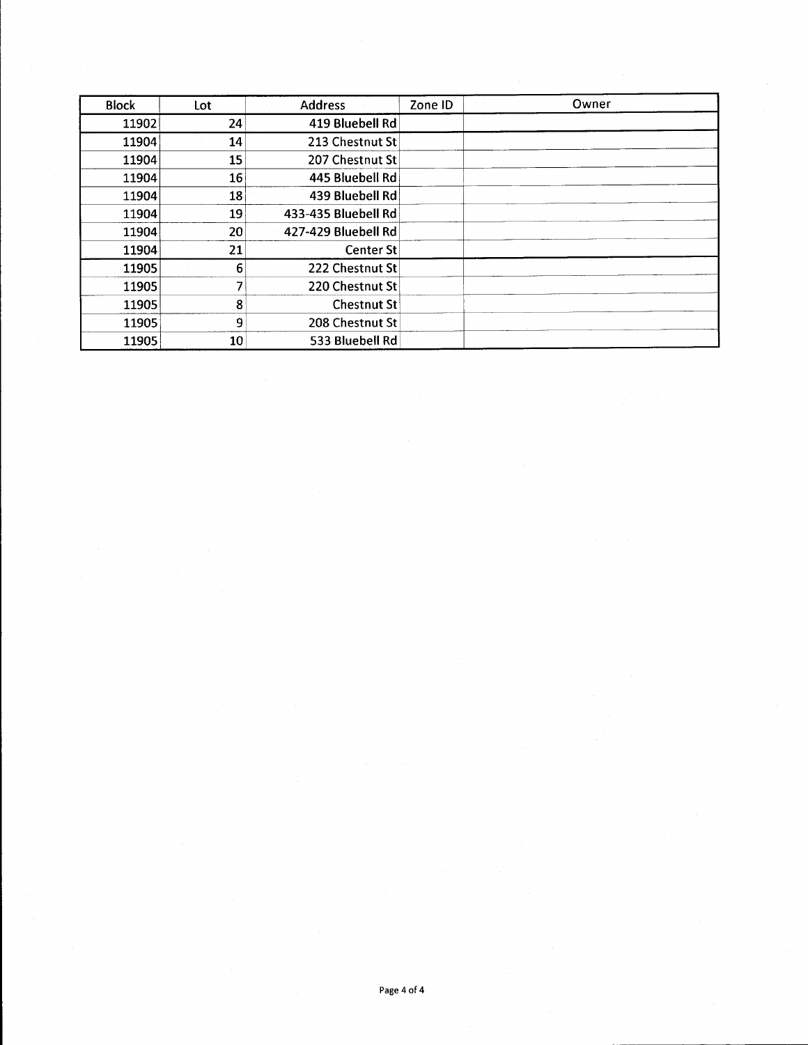| Block | Lot | Address | Zone ID | Owner |
|---|---|---|---|---|
| 11902 | 24 | 419 Bluebell Rd | | |
| 11904 | 14 | 213 Chestnut St | | |
| 11904 | 15 | 207 Chestnut St | | |
| 11904 | 16 | 445 Bluebell Rd | | |
| 11904 | 18 | 439 Bluebell Rd | | |
| 11904 | 19 | 433-435 Bluebell Rd | | |
| 11904 | 20 | 427-429 Bluebell Rd | | |
| 11904 | 21 | Center St | | |
| 11905 | 6 | 222 Chestnut St | | |
| 11905 | 7 | 220 Chestnut St | | |
| 11905 | 8 | Chestnut St | | |
| 11905 | 9 | 208 Chestnut St | | |
| 11905 | 10 | 533 Bluebell Rd | | |